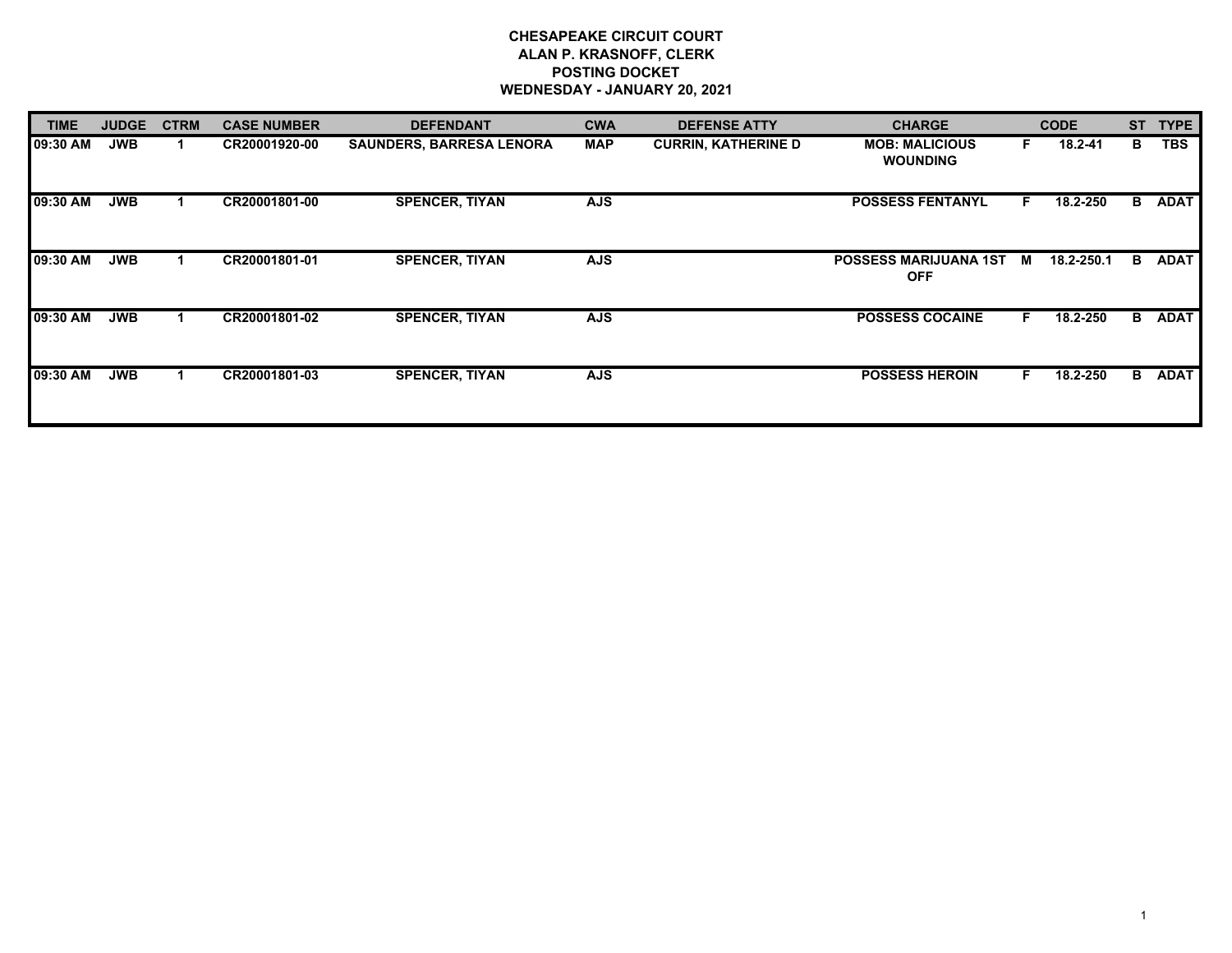# CHESAPEAKE CIRCUIT COURT
## ALAN P. KRASNOFF, CLERK
## POSTING DOCKET
## WEDNESDAY - JANUARY 20, 2021

| TIME | JUDGE | CTRM | CASE NUMBER | DEFENDANT | CWA | DEFENSE ATTY | CHARGE | | CODE | ST | TYPE |
|---|---|---|---|---|---|---|---|---|---|---|---|
| 09:30 AM | JWB | 1 | CR20001920-00 | SAUNDERS, BARRESA LENORA | MAP | CURRIN, KATHERINE D | MOB: MALICIOUS WOUNDING | F | 18.2-41 | B | TBS |
| 09:30 AM | JWB | 1 | CR20001801-00 | SPENCER, TIYAN | AJS | | POSSESS FENTANYL | F | 18.2-250 | B | ADAT |
| 09:30 AM | JWB | 1 | CR20001801-01 | SPENCER, TIYAN | AJS | | POSSESS MARIJUANA 1ST OFF | M | 18.2-250.1 | B | ADAT |
| 09:30 AM | JWB | 1 | CR20001801-02 | SPENCER, TIYAN | AJS | | POSSESS COCAINE | F | 18.2-250 | B | ADAT |
| 09:30 AM | JWB | 1 | CR20001801-03 | SPENCER, TIYAN | AJS | | POSSESS HEROIN | F | 18.2-250 | B | ADAT |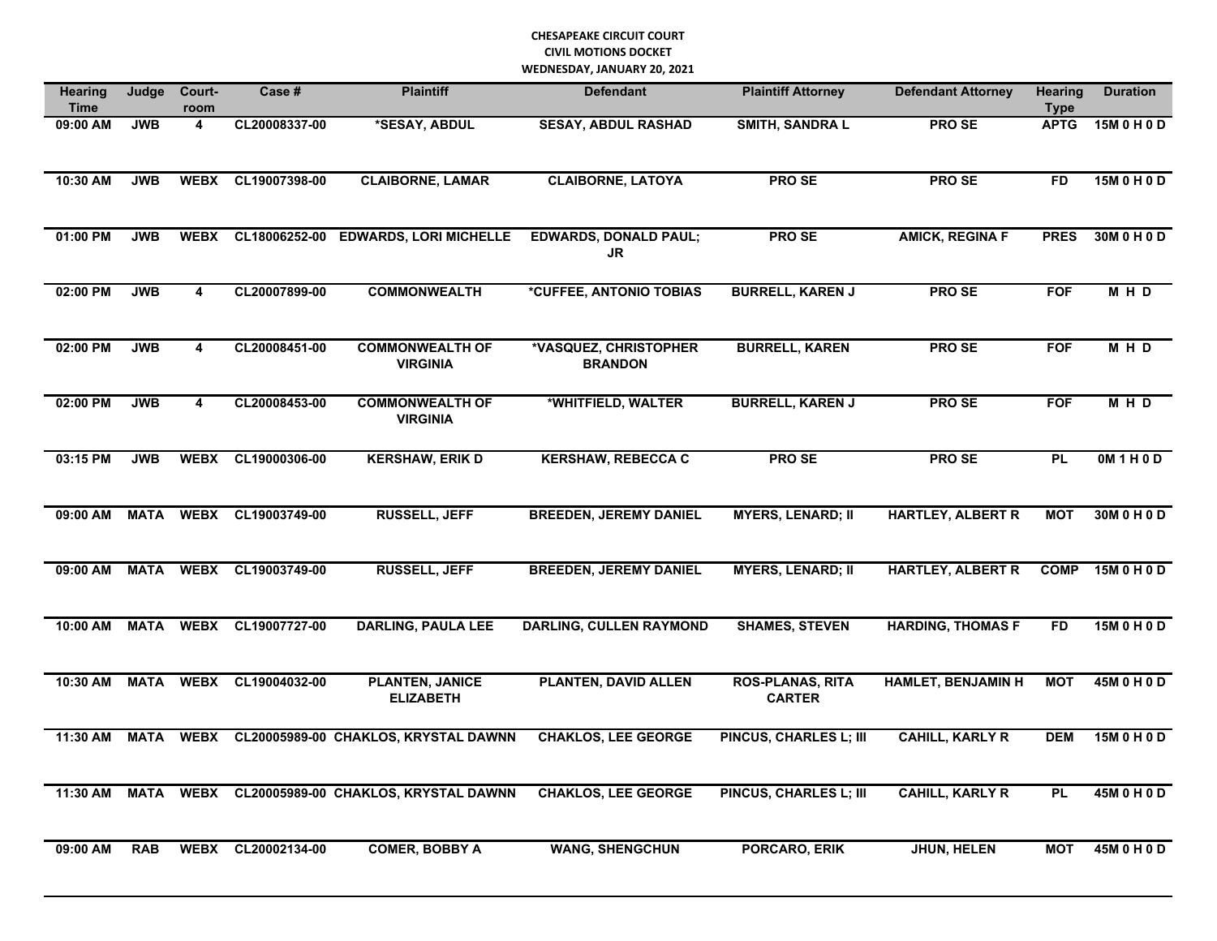**CHESAPEAKE CIRCUIT COURT**
**CIVIL MOTIONS DOCKET**
**WEDNESDAY, JANUARY 20, 2021**

| Hearing Time | Judge | Court-room | Case # | Plaintiff | Defendant | Plaintiff Attorney | Defendant Attorney | Hearing Type | Duration |
|---|---|---|---|---|---|---|---|---|---|
| 09:00 AM | JWB | 4 | CL20008337-00 | *SESAY, ABDUL | SESAY, ABDUL RASHAD | SMITH, SANDRA L | PRO SE | APTG | 15M 0 H 0 D |
| 10:30 AM | JWB | WEBX | CL19007398-00 | CLAIBORNE, LAMAR | CLAIBORNE, LATOYA | PRO SE | PRO SE | FD | 15M 0 H 0 D |
| 01:00 PM | JWB | WEBX | CL18006252-00 | EDWARDS, LORI MICHELLE | EDWARDS, DONALD PAUL; JR | PRO SE | AMICK, REGINA F | PRES | 30M 0 H 0 D |
| 02:00 PM | JWB | 4 | CL20007899-00 | COMMONWEALTH | *CUFFEE, ANTONIO TOBIAS | BURRELL, KAREN J | PRO SE | FOF | M H D |
| 02:00 PM | JWB | 4 | CL20008451-00 | COMMONWEALTH OF VIRGINIA | *VASQUEZ, CHRISTOPHER BRANDON | BURRELL, KAREN | PRO SE | FOF | M H D |
| 02:00 PM | JWB | 4 | CL20008453-00 | COMMONWEALTH OF VIRGINIA | *WHITFIELD, WALTER | BURRELL, KAREN J | PRO SE | FOF | M H D |
| 03:15 PM | JWB | WEBX | CL19000306-00 | KERSHAW, ERIK D | KERSHAW, REBECCA C | PRO SE | PRO SE | PL | 0M 1 H 0 D |
| 09:00 AM | MATA | WEBX | CL19003749-00 | RUSSELL, JEFF | BREEDEN, JEREMY DANIEL | MYERS, LENARD; II | HARTLEY, ALBERT R | MOT | 30M 0 H 0 D |
| 09:00 AM | MATA | WEBX | CL19003749-00 | RUSSELL, JEFF | BREEDEN, JEREMY DANIEL | MYERS, LENARD; II | HARTLEY, ALBERT R | COMP | 15M 0 H 0 D |
| 10:00 AM | MATA | WEBX | CL19007727-00 | DARLING, PAULA LEE | DARLING, CULLEN RAYMOND | SHAMES, STEVEN | HARDING, THOMAS F | FD | 15M 0 H 0 D |
| 10:30 AM | MATA | WEBX | CL19004032-00 | PLANTEN, JANICE ELIZABETH | PLANTEN, DAVID ALLEN | ROS-PLANAS, RITA CARTER | HAMLET, BENJAMIN H | MOT | 45M 0 H 0 D |
| 11:30 AM | MATA | WEBX | CL20005989-00 | CHAKLOS, KRYSTAL DAWNN | CHAKLOS, LEE GEORGE | PINCUS, CHARLES L; III | CAHILL, KARLY R | DEM | 15M 0 H 0 D |
| 11:30 AM | MATA | WEBX | CL20005989-00 | CHAKLOS, KRYSTAL DAWNN | CHAKLOS, LEE GEORGE | PINCUS, CHARLES L; III | CAHILL, KARLY R | PL | 45M 0 H 0 D |
| 09:00 AM | RAB | WEBX | CL20002134-00 | COMER, BOBBY A | WANG, SHENGCHUN | PORCARO, ERIK | JHUN, HELEN | MOT | 45M 0 H 0 D |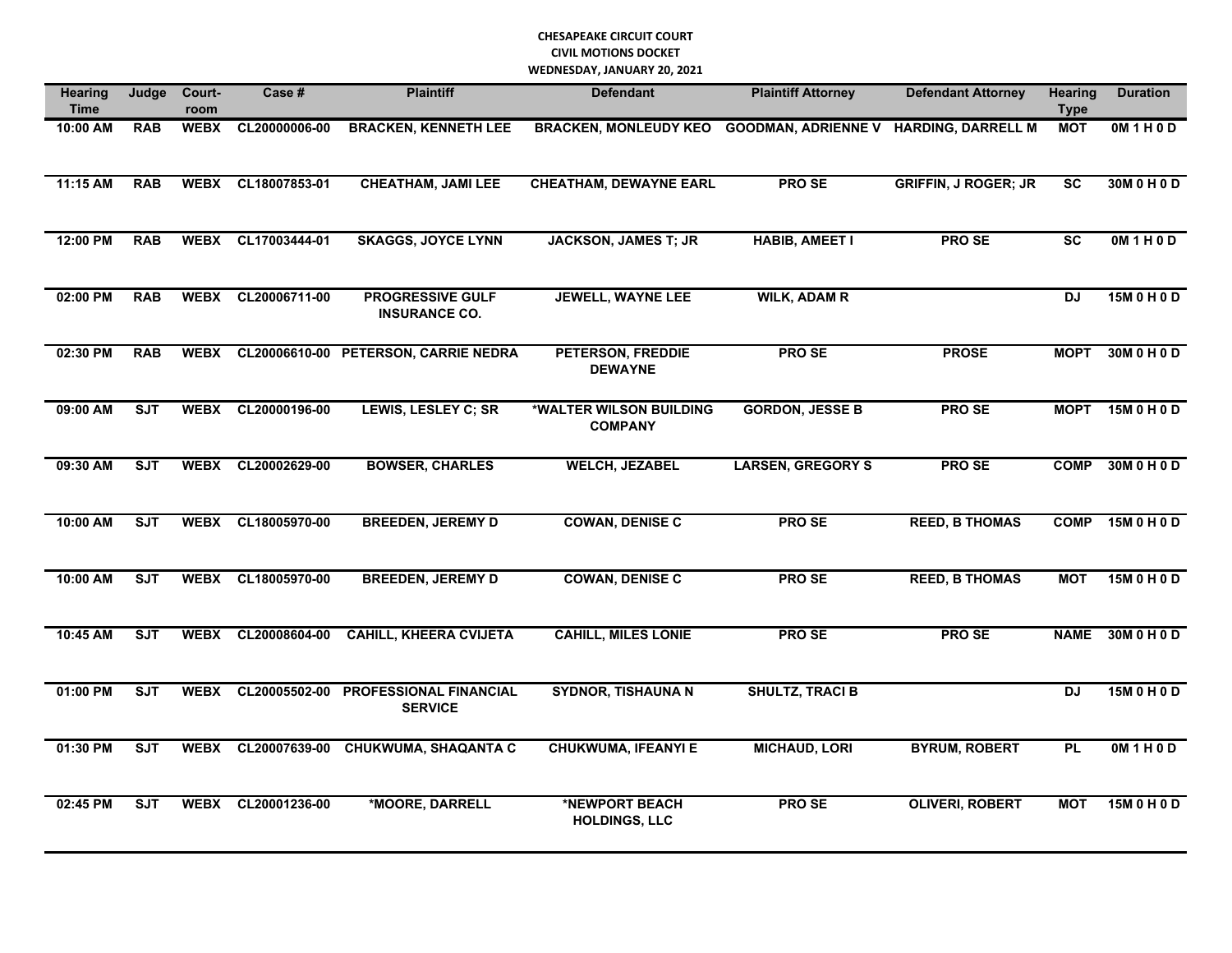**CHESAPEAKE CIRCUIT COURT**
**CIVIL MOTIONS DOCKET**
**WEDNESDAY, JANUARY 20, 2021**

| Hearing Time | Judge | Court-room | Case # | Plaintiff | Defendant | Plaintiff Attorney | Defendant Attorney | Hearing Type | Duration |
|---|---|---|---|---|---|---|---|---|---|
| 10:00 AM | RAB | WEBX | CL20000006-00 | BRACKEN, KENNETH LEE | BRACKEN, MONLEUDY KEO | GOODMAN, ADRIENNE V | HARDING, DARRELL M | MOT | 0M 1 H 0 D |
| 11:15 AM | RAB | WEBX | CL18007853-01 | CHEATHAM, JAMI LEE | CHEATHAM, DEWAYNE EARL | PRO SE | GRIFFIN, J ROGER; JR | SC | 30M 0 H 0 D |
| 12:00 PM | RAB | WEBX | CL17003444-01 | SKAGGS, JOYCE LYNN | JACKSON, JAMES T; JR | HABIB, AMEET I | PRO SE | SC | 0M 1 H 0 D |
| 02:00 PM | RAB | WEBX | CL20006711-00 | PROGRESSIVE GULF INSURANCE CO. | JEWELL, WAYNE LEE | WILK, ADAM R | | DJ | 15M 0 H 0 D |
| 02:30 PM | RAB | WEBX | CL20006610-00 | PETERSON, CARRIE NEDRA | PETERSON, FREDDIE DEWAYNE | PRO SE | PROSE | MOPT | 30M 0 H 0 D |
| 09:00 AM | SJT | WEBX | CL20000196-00 | LEWIS, LESLEY C; SR | *WALTER WILSON BUILDING COMPANY | GORDON, JESSE B | PRO SE | MOPT | 15M 0 H 0 D |
| 09:30 AM | SJT | WEBX | CL20002629-00 | BOWSER, CHARLES | WELCH, JEZABEL | LARSEN, GREGORY S | PRO SE | COMP | 30M 0 H 0 D |
| 10:00 AM | SJT | WEBX | CL18005970-00 | BREEDEN, JEREMY D | COWAN, DENISE C | PRO SE | REED, B THOMAS | COMP | 15M 0 H 0 D |
| 10:00 AM | SJT | WEBX | CL18005970-00 | BREEDEN, JEREMY D | COWAN, DENISE C | PRO SE | REED, B THOMAS | MOT | 15M 0 H 0 D |
| 10:45 AM | SJT | WEBX | CL20008604-00 | CAHILL, KHEERA CVIJETA | CAHILL, MILES LONIE | PRO SE | PRO SE | NAME | 30M 0 H 0 D |
| 01:00 PM | SJT | WEBX | CL20005502-00 | PROFESSIONAL FINANCIAL SERVICE | SYDNOR, TISHAUNA N | SHULTZ, TRACI B | | DJ | 15M 0 H 0 D |
| 01:30 PM | SJT | WEBX | CL20007639-00 | CHUKWUMA, SHAQANTA C | CHUKWUMA, IFEANYI E | MICHAUD, LORI | BYRUM, ROBERT | PL | 0M 1 H 0 D |
| 02:45 PM | SJT | WEBX | CL20001236-00 | *MOORE, DARRELL | *NEWPORT BEACH HOLDINGS, LLC | PRO SE | OLIVERI, ROBERT | MOT | 15M 0 H 0 D |